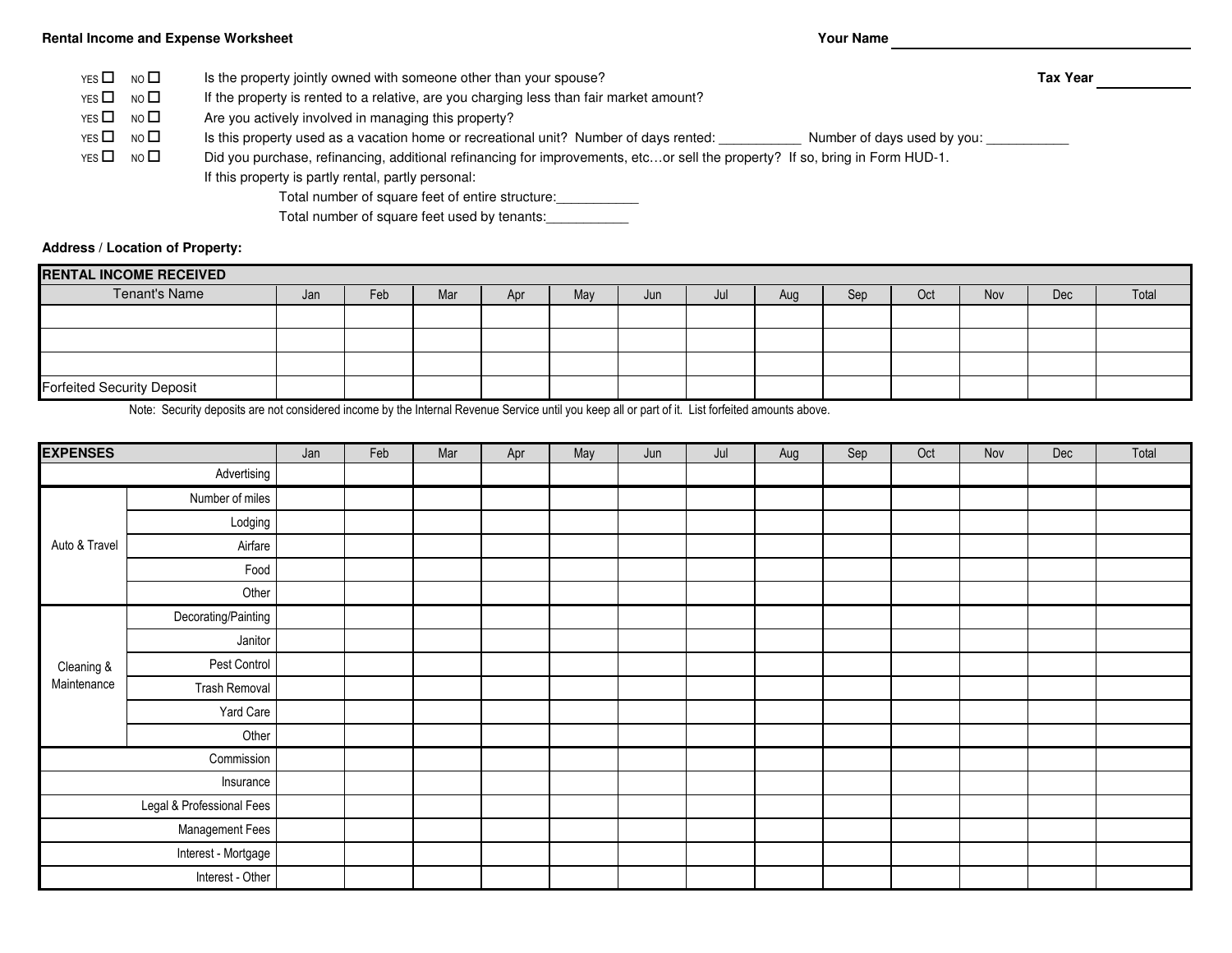**Rental Income and Expense Worksheet**

**Your Name** ____________________

**Tax Year** __________

YES ☐ NO ☐ Is the property jointly owned with someone other than your spouse?

YES ☐ NO ☐ If the property is rented to a relative, are you charging less than fair market amount?

YES ☐ NO ☐ Are you actively involved in managing this property?

YES ☐ NO ☐ Is this property used as a vacation home or recreational unit? Number of days rented: ___________ Number of days used by you: ___________

YES ☐ NO ☐ Did you purchase, refinancing, additional refinancing for improvements, etc…or sell the property? If so, bring in Form HUD-1.

If this property is partly rental, partly personal:

Total number of square feet of entire structure:___________

Total number of square feet used by tenants:___________

**Address / Location of Property:**

| **RENTAL INCOME RECEIVED** | | | | | | | | | | | | | |
|---|---|---|---|---|---|---|---|---|---|---|---|---|---|
| Tenant's Name | Jan | Feb | Mar | Apr | May | Jun | Jul | Aug | Sep | Oct | Nov | Dec | Total |
| | | | | | | | | | | | | | |
| | | | | | | | | | | | | | |
| | | | | | | | | | | | | | |
| Forfeited Security Deposit | | | | | | | | | | | | | |

Note: Security deposits are not considered income by the Internal Revenue Service until you keep all or part of it. List forfeited amounts above.

| **EXPENSES** | | Jan | Feb | Mar | Apr | May | Jun | Jul | Aug | Sep | Oct | Nov | Dec | Total |
|---|---|---|---|---|---|---|---|---|---|---|---|---|---|---|
| | Advertising | | | | | | | | | | | | | |
| Auto & Travel | Number of miles | | | | | | | | | | | | | |
| | Lodging | | | | | | | | | | | | | |
| | Airfare | | | | | | | | | | | | | |
| | Food | | | | | | | | | | | | | |
| | Other | | | | | | | | | | | | | |
| Cleaning & Maintenance | Decorating/Painting | | | | | | | | | | | | | |
| | Janitor | | | | | | | | | | | | | |
| | Pest Control | | | | | | | | | | | | | |
| | Trash Removal | | | | | | | | | | | | | |
| | Yard Care | | | | | | | | | | | | | |
| | Other | | | | | | | | | | | | | |
| | Commission | | | | | | | | | | | | | |
| | Insurance | | | | | | | | | | | | | |
| | Legal & Professional Fees | | | | | | | | | | | | | |
| | Management Fees | | | | | | | | | | | | | |
| | Interest - Mortgage | | | | | | | | | | | | | |
| | Interest - Other | | | | | | | | | | | | | |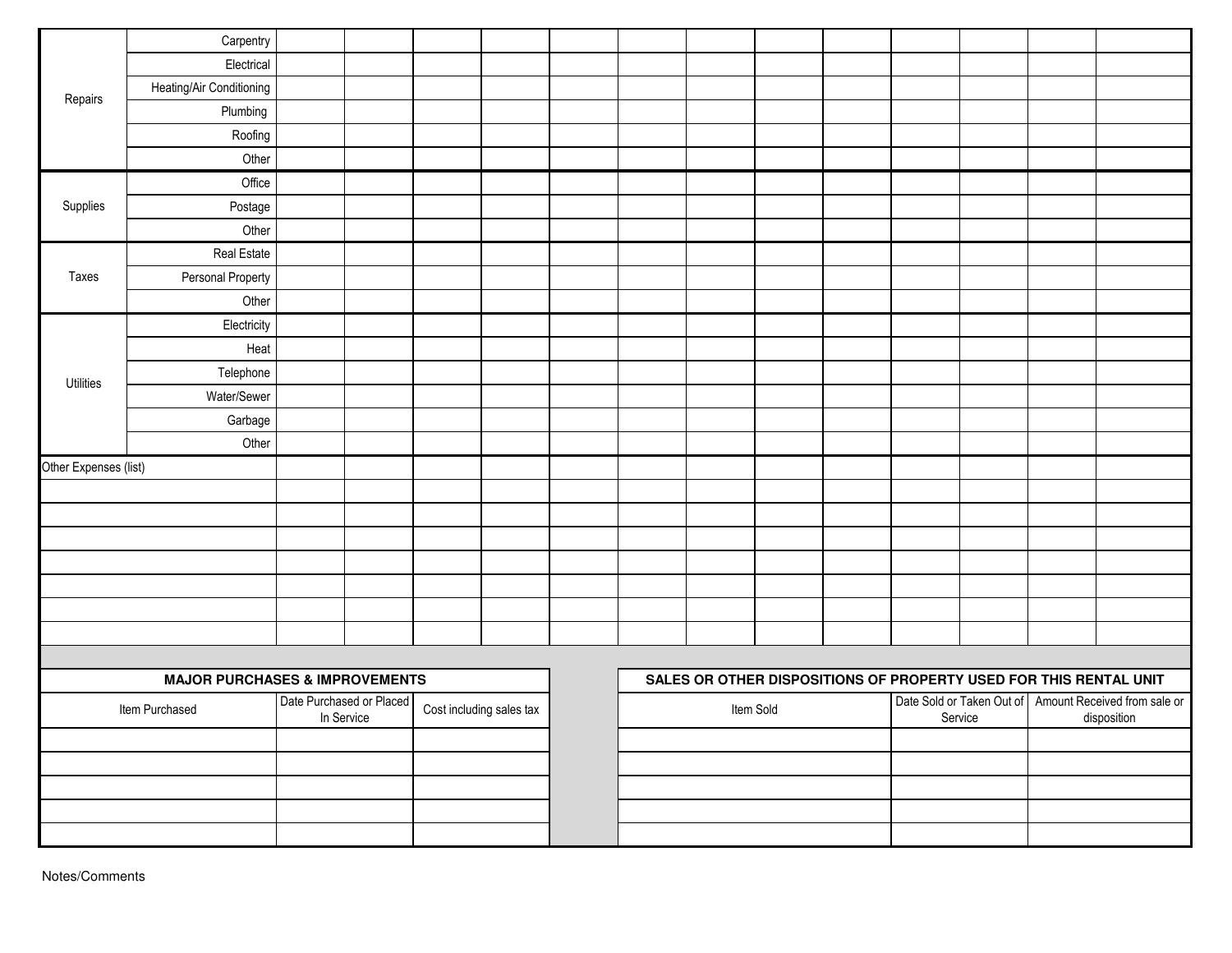| | | | | | | | | | | | | | | |
|---|---|---|---|---|---|---|---|---|---|---|---|---|---|---|
| Repairs | Carpentry | | | | | | | | | | | | | |
| | Electrical | | | | | | | | | | | | | |
| | Heating/Air Conditioning | | | | | | | | | | | | | |
| | Plumbing | | | | | | | | | | | | | |
| | Roofing | | | | | | | | | | | | | |
| | Other | | | | | | | | | | | | | |
| Supplies | Office | | | | | | | | | | | | | |
| | Postage | | | | | | | | | | | | | |
| | Other | | | | | | | | | | | | | |
| Taxes | Real Estate | | | | | | | | | | | | | |
| | Personal Property | | | | | | | | | | | | | |
| | Other | | | | | | | | | | | | | |
| Utilities | Electricity | | | | | | | | | | | | | |
| | Heat | | | | | | | | | | | | | |
| | Telephone | | | | | | | | | | | | | |
| | Water/Sewer | | | | | | | | | | | | | |
| | Garbage | | | | | | | | | | | | | |
| | Other | | | | | | | | | | | | | |
| Other Expenses (list) | | | | | | | | | | | | | | |
| | | | | | | | | | | | | | | |
| | | | | | | | | | | | | | | |
| | | | | | | | | | | | | | | |
| | | | | | | | | | | | | | | |
| | | | | | | | | | | | | | | |
| | | | | | | | | | | | | | | |
| | | | | | | | | | | | | | | |

**MAJOR PURCHASES & IMPROVEMENTS**

| Item Purchased | Date Purchased or Placed In Service | Cost including sales tax |
|---|---|---|
| | | |
| | | |
| | | |
| | | |
| | | |

**SALES OR OTHER DISPOSITIONS OF PROPERTY USED FOR THIS RENTAL UNIT**

| Item Sold | Date Sold or Taken Out of Service | Amount Received from sale or disposition |
|---|---|---|
| | | |
| | | |
| | | |
| | | |
| | | |

Notes/Comments